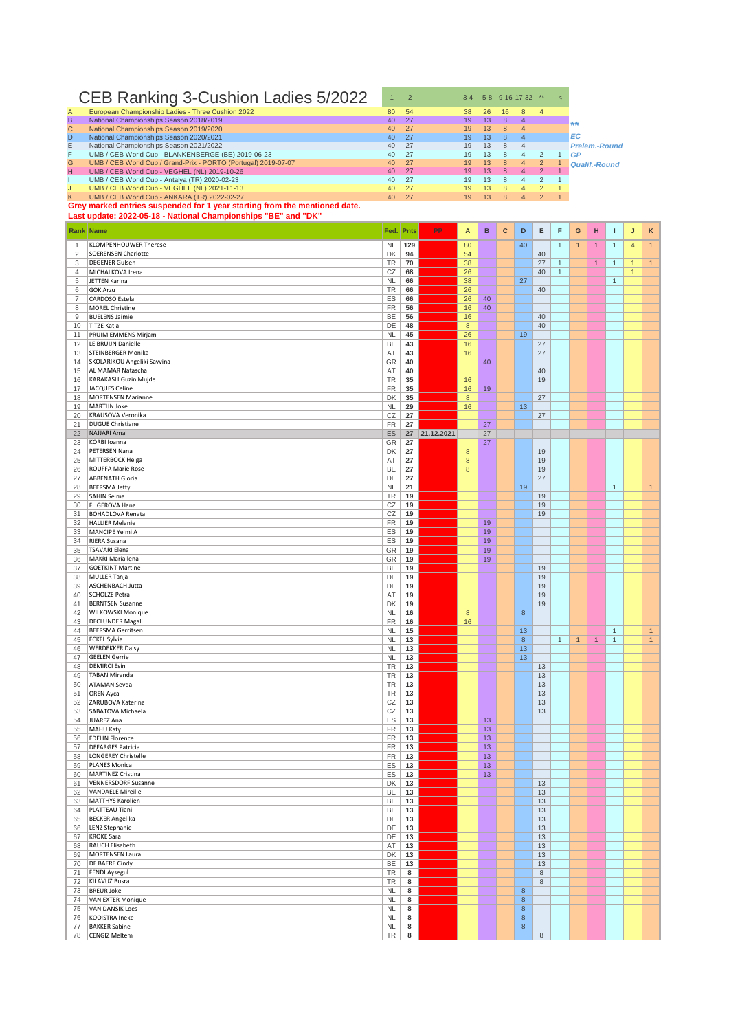# CEB Ranking 3-Cushion Ladies 5/2022

| | Tournament | 1 | 2 | 3-4 | 5-8 | 9-16 | 17-32 | ** | < |
|---|---|---|---|---|---|---|---|---|---|
| A | European Championship Ladies - Three Cushion 2022 | 80 | 54 | 38 | 26 | 16 | 8 | 4 | |
| B | National Championships Season 2018/2019 | 40 | 27 | 19 | 13 | 8 | 4 | | |
| C | National Championships Season 2019/2020 | 40 | 27 | 19 | 13 | 8 | 4 | | |
| D | National Championships Season 2020/2021 | 40 | 27 | 19 | 13 | 8 | 4 | | |
| E | National Championships Season 2021/2022 | 40 | 27 | 19 | 13 | 8 | 4 | | |
| F | UMB / CEB World Cup - BLANKENBERGE (BE) 2019-06-23 | 40 | 27 | 19 | 13 | 8 | 4 | 2 | 1 |
| G | UMB / CEB World Cup / Grand-Prix - PORTO (Portugal) 2019-07-07 | 40 | 27 | 19 | 13 | 8 | 4 | 2 | 1 |
| H | UMB / CEB World Cup - VEGHEL (NL) 2019-10-26 | 40 | 27 | 19 | 13 | 8 | 4 | 2 | 1 |
| I | UMB / CEB World Cup - Antalya (TR) 2020-02-23 | 40 | 27 | 19 | 13 | 8 | 4 | 2 | 1 |
| J | UMB / CEB World Cup - VEGHEL (NL) 2021-11-13 | 40 | 27 | 19 | 13 | 8 | 4 | 2 | 1 |
| K | UMB / CEB World Cup - ANKARA (TR) 2022-02-27 | 40 | 27 | 19 | 13 | 8 | 4 | 2 | 1 |

** Prelem.-Round
EC
GP
< Qualif.-Round

**Grey marked entries suspended for 1 year starting from the mentioned date.**
**Last update: 2022-05-18 - National Championships "BE" and "DK"**

| Rank | Name | Fed. | Pnts | PP | A | B | C | D | E | F | G | H | I | J | K |
|---|---|---|---|---|---|---|---|---|---|---|---|---|---|---|---|
| 1 | KLOMPENHOUWER Therese | NL | 129 | | 80 | | | 40 | | 1 | 1 | 1 | 1 | 4 | 1 |
| 2 | SOERENSEN Charlotte | DK | 94 | | 54 | | | | 40 | | | | | | |
| 3 | DEGENER Gulsen | TR | 70 | | 38 | | | | 27 | 1 | | 1 | 1 | 1 | 1 |
| 4 | MICHALKOVA Irena | CZ | 68 | | 26 | | | | 40 | 1 | | | | 1 | |
| 5 | JETTEN Karina | NL | 66 | | 38 | | | 27 | | | | | 1 | | |
| 6 | GOK Arzu | TR | 66 | | 26 | | | | 40 | | | | | | |
| 7 | CARDOSO Estela | ES | 66 | | 26 | 40 | | | | | | | | | |
| 8 | MOREL Christine | FR | 56 | | 16 | 40 | | | | | | | | | |
| 9 | BUELENS Jaimie | BE | 56 | | 16 | | | | 40 | | | | | | |
| 10 | TITZE Katja | DE | 48 | | 8 | | | | 40 | | | | | | |
| 11 | PRUIM EMMENS Mirjam | NL | 45 | | 26 | | | 19 | | | | | | | |
| 12 | LE BRUIJN Danielle | BE | 43 | | 16 | | | | 27 | | | | | | |
| 13 | STEINBERGER Monika | AT | 43 | | 16 | | | | 27 | | | | | | |
| 14 | SKOLARIKOU Angeliki Savvina | GR | 40 | | | 40 | | | | | | | | | |
| 15 | AL MAMAR Natascha | AT | 40 | | | | | | 40 | | | | | | |
| 16 | KARAKASLI Guzin Mujde | TR | 35 | | 16 | | | | 19 | | | | | | |
| 17 | JACQUES Celine | FR | 35 | | 16 | 19 | | | | | | | | | |
| 18 | MORTENSEN Marianne | DK | 35 | | 8 | | | | 27 | | | | | | |
| 19 | MARTIJN Joke | NL | 29 | | 16 | | | 13 | | | | | | | |
| 20 | KRAUSOVA Veronika | CZ | 27 | | | | | | 27 | | | | | | |
| 21 | DUGUE Christiane | FR | 27 | | | 27 | | | | | | | | | |
| 22 | NAJJARI Amal | ES | 27 | 21.12.2021 | | 27 | | | | | | | | | |
| 23 | KORBI Ioanna | GR | 27 | | | 27 | | | | | | | | | |
| 24 | PETERSEN Nana | DK | 27 | | 8 | | | | 19 | | | | | | |
| 25 | MITTERBOCK Helga | AT | 27 | | 8 | | | | 19 | | | | | | |
| 26 | ROUFFA Marie Rose | BE | 27 | | 8 | | | | 19 | | | | | | |
| 27 | ABBENATH Gloria | DE | 27 | | | | | | 27 | | | | | | |
| 28 | BEERSMA Jetty | NL | 21 | | | | | 19 | | | | | 1 | | 1 |
| 29 | SAHIN Selma | TR | 19 | | | | | | 19 | | | | | | |
| 30 | FLIGEROVA Hana | CZ | 19 | | | | | | 19 | | | | | | |
| 31 | BOHADLOVA Renata | CZ | 19 | | | | | | 19 | | | | | | |
| 32 | HALLIER Melanie | FR | 19 | | | 19 | | | | | | | | | |
| 33 | MANCIPE Yeimi A | ES | 19 | | | 19 | | | | | | | | | |
| 34 | RIERA Susana | ES | 19 | | | 19 | | | | | | | | | |
| 35 | TSAVARI Elena | GR | 19 | | | 19 | | | | | | | | | |
| 36 | MAKRI Mariallena | GR | 19 | | | 19 | | | | | | | | | |
| 37 | GOETKINT Martine | BE | 19 | | | | | | 19 | | | | | | |
| 38 | MULLER Tanja | DE | 19 | | | | | | 19 | | | | | | |
| 39 | ASCHENBACH Jutta | DE | 19 | | | | | | 19 | | | | | | |
| 40 | SCHOLZE Petra | AT | 19 | | | | | | 19 | | | | | | |
| 41 | BERNTSEN Susanne | DK | 19 | | | | | | 19 | | | | | | |
| 42 | WILKOWSKI Monique | NL | 16 | | 8 | | | 8 | | | | | | | |
| 43 | DECLUNDER Magali | FR | 16 | | 16 | | | | | | | | | | |
| 44 | BEERSMA Gerritsen | NL | 15 | | | | | 13 | | | | | 1 | | 1 |
| 45 | ECKEL Sylvia | NL | 13 | | | | | 8 | | 1 | 1 | 1 | 1 | | 1 |
| 46 | WERDEKKER Daisy | NL | 13 | | | | | 13 | | | | | | | |
| 47 | GEELEN Gerrie | NL | 13 | | | | | 13 | | | | | | | |
| 48 | DEMIRCI Esin | TR | 13 | | | | | | 13 | | | | | | |
| 49 | TABAN Miranda | TR | 13 | | | | | | 13 | | | | | | |
| 50 | ATAMAN Sevda | TR | 13 | | | | | | 13 | | | | | | |
| 51 | OREN Ayca | TR | 13 | | | | | | 13 | | | | | | |
| 52 | ZARUBOVA Katerina | CZ | 13 | | | | | | 13 | | | | | | |
| 53 | SABATOVA Michaela | CZ | 13 | | | | | | 13 | | | | | | |
| 54 | JUAREZ Ana | ES | 13 | | | 13 | | | | | | | | | |
| 55 | MAHU Katy | FR | 13 | | | 13 | | | | | | | | | |
| 56 | EDELIN Florence | FR | 13 | | | 13 | | | | | | | | | |
| 57 | DEFARGES Patricia | FR | 13 | | | 13 | | | | | | | | | |
| 58 | LONGEREY Christelle | FR | 13 | | | 13 | | | | | | | | | |
| 59 | PLANES Monica | ES | 13 | | | 13 | | | | | | | | | |
| 60 | MARTINEZ Cristina | ES | 13 | | | 13 | | | | | | | | | |
| 61 | VENNERSDORF Susanne | DK | 13 | | | | | | 13 | | | | | | |
| 62 | VANDAELE Mireille | BE | 13 | | | | | | 13 | | | | | | |
| 63 | MATTHYS Karolien | BE | 13 | | | | | | 13 | | | | | | |
| 64 | PLATTEAU Tiani | BE | 13 | | | | | | 13 | | | | | | |
| 65 | BECKER Angelika | DE | 13 | | | | | | 13 | | | | | | |
| 66 | LENZ Stephanie | DE | 13 | | | | | | 13 | | | | | | |
| 67 | KROKE Sara | DE | 13 | | | | | | 13 | | | | | | |
| 68 | RAUCH Elisabeth | AT | 13 | | | | | | 13 | | | | | | |
| 69 | MORTENSEN Laura | DK | 13 | | | | | | 13 | | | | | | |
| 70 | DE BAERE Cindy | BE | 13 | | | | | | 13 | | | | | | |
| 71 | FENDI Aysegul | TR | 8 | | | | | | 8 | | | | | | |
| 72 | KILAVUZ Busra | TR | 8 | | | | | | 8 | | | | | | |
| 73 | BREUR Joke | NL | 8 | | | | | 8 | | | | | | | |
| 74 | VAN EXTER Monique | NL | 8 | | | | | 8 | | | | | | | |
| 75 | VAN DANSIK Loes | NL | 8 | | | | | 8 | | | | | | | |
| 76 | KOOISTRA Ineke | NL | 8 | | | | | 8 | | | | | | | |
| 77 | BAKKER Sabine | NL | 8 | | | | | 8 | | | | | | | |
| 78 | CENGIZ Meltem | TR | 8 | | | | | | 8 | | | | | | |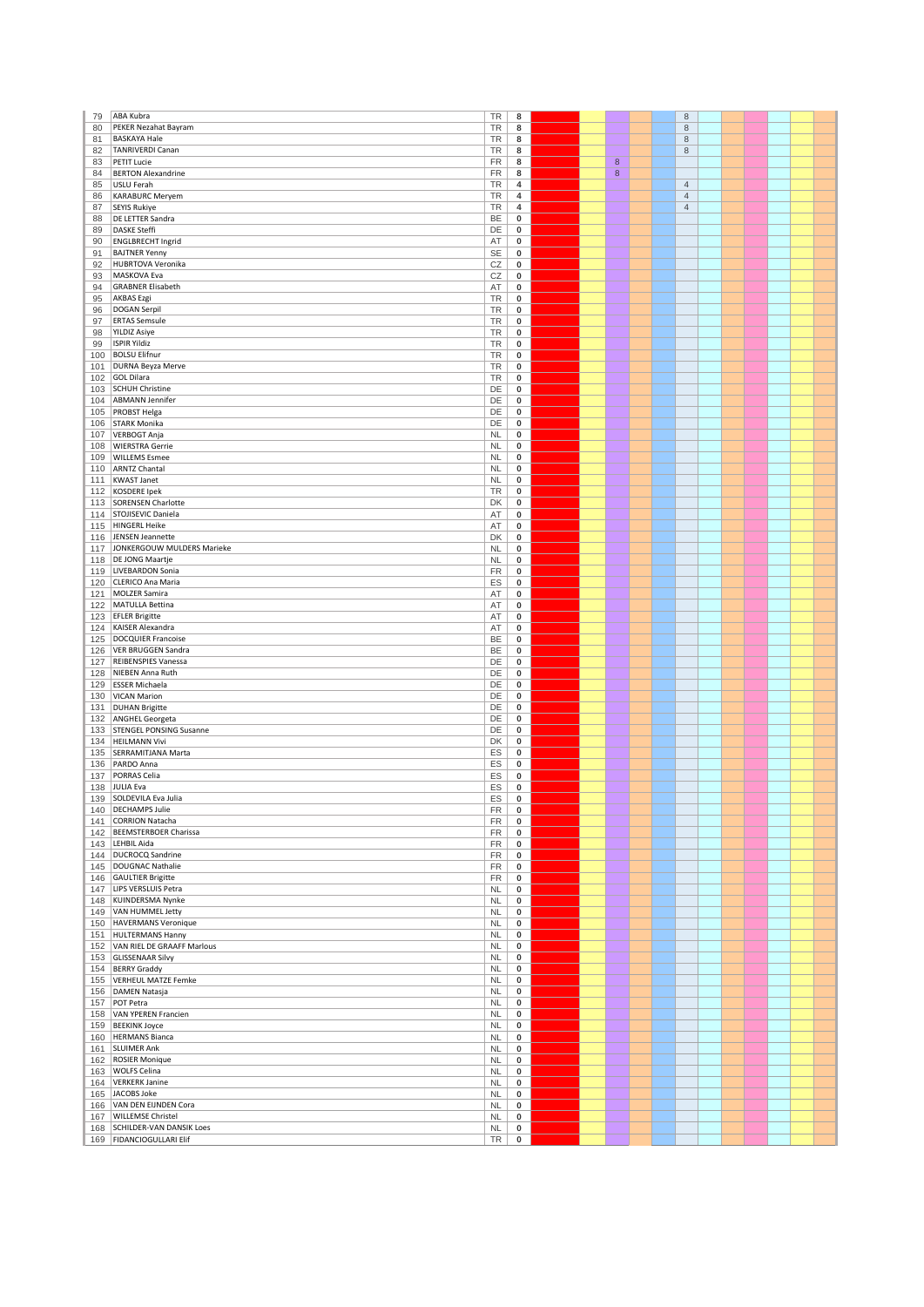| | | | | | | | | | | | | | | | |
|---|---|---|---|---|---|---|---|---|---|---|---|---|---|---|---|
| 79 | ABA Kubra | TR | 8 | | | | | | 8 | | | | | | |
| 80 | PEKER Nezahat Bayram | TR | 8 | | | | | | 8 | | | | | | |
| 81 | BASKAYA Hale | TR | 8 | | | | | | 8 | | | | | | |
| 82 | TANRIVERDI Canan | TR | 8 | | | | | | 8 | | | | | | |
| 83 | PETIT Lucie | FR | 8 | | | 8 | | | | | | | | | |
| 84 | BERTON Alexandrine | FR | 8 | | | 8 | | | | | | | | | |
| 85 | USLU Ferah | TR | 4 | | | | | | 4 | | | | | | |
| 86 | KARABURC Meryem | TR | 4 | | | | | | 4 | | | | | | |
| 87 | SEYIS Rukiye | TR | 4 | | | | | | 4 | | | | | | |
| 88 | DE LETTER Sandra | BE | 0 | | | | | | | | | | | | |
| 89 | DASKE Steffi | DE | 0 | | | | | | | | | | | | |
| 90 | ENGLBRECHT Ingrid | AT | 0 | | | | | | | | | | | | |
| 91 | BAJTNER Yenny | SE | 0 | | | | | | | | | | | | |
| 92 | HUBRTOVA Veronika | CZ | 0 | | | | | | | | | | | | |
| 93 | MASKOVA Eva | CZ | 0 | | | | | | | | | | | | |
| 94 | GRABNER Elisabeth | AT | 0 | | | | | | | | | | | | |
| 95 | AKBAS Ezgi | TR | 0 | | | | | | | | | | | | |
| 96 | DOGAN Serpil | TR | 0 | | | | | | | | | | | | |
| 97 | ERTAS Semsule | TR | 0 | | | | | | | | | | | | |
| 98 | YILDIZ Asiye | TR | 0 | | | | | | | | | | | | |
| 99 | ISPIR Yildiz | TR | 0 | | | | | | | | | | | | |
| 100 | BOLSU Elifnur | TR | 0 | | | | | | | | | | | | |
| 101 | DURNA Beyza Merve | TR | 0 | | | | | | | | | | | | |
| 102 | GOL Dilara | TR | 0 | | | | | | | | | | | | |
| 103 | SCHUH Christine | DE | 0 | | | | | | | | | | | | |
| 104 | ABMANN Jennifer | DE | 0 | | | | | | | | | | | | |
| 105 | PROBST Helga | DE | 0 | | | | | | | | | | | | |
| 106 | STARK Monika | DE | 0 | | | | | | | | | | | | |
| 107 | VERBOGT Anja | NL | 0 | | | | | | | | | | | | |
| 108 | WIERSTRA Gerrie | NL | 0 | | | | | | | | | | | | |
| 109 | WILLEMS Esmee | NL | 0 | | | | | | | | | | | | |
| 110 | ARNTZ Chantal | NL | 0 | | | | | | | | | | | | |
| 111 | KWAST Janet | NL | 0 | | | | | | | | | | | | |
| 112 | KOSDERE Ipek | TR | 0 | | | | | | | | | | | | |
| 113 | SORENSEN Charlotte | DK | 0 | | | | | | | | | | | | |
| 114 | STOJISEVIC Daniela | AT | 0 | | | | | | | | | | | | |
| 115 | HINGERL Heike | AT | 0 | | | | | | | | | | | | |
| 116 | JENSEN Jeannette | DK | 0 | | | | | | | | | | | | |
| 117 | JONKERGOUW MULDERS Marieke | NL | 0 | | | | | | | | | | | | |
| 118 | DE JONG Maartje | NL | 0 | | | | | | | | | | | | |
| 119 | LIVEBARDON Sonia | FR | 0 | | | | | | | | | | | | |
| 120 | CLERICO Ana Maria | ES | 0 | | | | | | | | | | | | |
| 121 | MOLZER Samira | AT | 0 | | | | | | | | | | | | |
| 122 | MATULLA Bettina | AT | 0 | | | | | | | | | | | | |
| 123 | EFLER Brigitte | AT | 0 | | | | | | | | | | | | |
| 124 | KAISER Alexandra | AT | 0 | | | | | | | | | | | | |
| 125 | DOCQUIER Francoise | BE | 0 | | | | | | | | | | | | |
| 126 | VER BRUGGEN Sandra | BE | 0 | | | | | | | | | | | | |
| 127 | REIBENSPIES Vanessa | DE | 0 | | | | | | | | | | | | |
| 128 | NIEBEN Anna Ruth | DE | 0 | | | | | | | | | | | | |
| 129 | ESSER Michaela | DE | 0 | | | | | | | | | | | | |
| 130 | VICAN Marion | DE | 0 | | | | | | | | | | | | |
| 131 | DUHAN Brigitte | DE | 0 | | | | | | | | | | | | |
| 132 | ANGHEL Georgeta | DE | 0 | | | | | | | | | | | | |
| 133 | STENGEL PONSING Susanne | DE | 0 | | | | | | | | | | | | |
| 134 | HEILMANN Vivi | DK | 0 | | | | | | | | | | | | |
| 135 | SERRAMITJANA Marta | ES | 0 | | | | | | | | | | | | |
| 136 | PARDO Anna | ES | 0 | | | | | | | | | | | | |
| 137 | PORRAS Celia | ES | 0 | | | | | | | | | | | | |
| 138 | JULIA Eva | ES | 0 | | | | | | | | | | | | |
| 139 | SOLDEVILA Eva Julia | ES | 0 | | | | | | | | | | | | |
| 140 | DECHAMPS Julie | FR | 0 | | | | | | | | | | | | |
| 141 | CORRION Natacha | FR | 0 | | | | | | | | | | | | |
| 142 | BEEMSTERBOER Charissa | FR | 0 | | | | | | | | | | | | |
| 143 | LEHBIL Aida | FR | 0 | | | | | | | | | | | | |
| 144 | DUCROCQ Sandrine | FR | 0 | | | | | | | | | | | | |
| 145 | DOUGNAC Nathalie | FR | 0 | | | | | | | | | | | | |
| 146 | GAULTIER Brigitte | FR | 0 | | | | | | | | | | | | |
| 147 | LIPS VERSLUIS Petra | NL | 0 | | | | | | | | | | | | |
| 148 | KUINDERSMA Nynke | NL | 0 | | | | | | | | | | | | |
| 149 | VAN HUMMEL Jetty | NL | 0 | | | | | | | | | | | | |
| 150 | HAVERMANS Veronique | NL | 0 | | | | | | | | | | | | |
| 151 | HULTERMANS Hanny | NL | 0 | | | | | | | | | | | | |
| 152 | VAN RIEL DE GRAAFF Marlous | NL | 0 | | | | | | | | | | | | |
| 153 | GLISSENAAR Silvy | NL | 0 | | | | | | | | | | | | |
| 154 | BERRY Graddy | NL | 0 | | | | | | | | | | | | |
| 155 | VERHEUL MATZE Femke | NL | 0 | | | | | | | | | | | | |
| 156 | DAMEN Natasja | NL | 0 | | | | | | | | | | | | |
| 157 | POT Petra | NL | 0 | | | | | | | | | | | | |
| 158 | VAN YPEREN Francien | NL | 0 | | | | | | | | | | | | |
| 159 | BEEKINK Joyce | NL | 0 | | | | | | | | | | | | |
| 160 | HERMANS Bianca | NL | 0 | | | | | | | | | | | | |
| 161 | SLUIMER Ank | NL | 0 | | | | | | | | | | | | |
| 162 | ROSIER Monique | NL | 0 | | | | | | | | | | | | |
| 163 | WOLFS Celina | NL | 0 | | | | | | | | | | | | |
| 164 | VERKERK Janine | NL | 0 | | | | | | | | | | | | |
| 165 | JACOBS Joke | NL | 0 | | | | | | | | | | | | |
| 166 | VAN DEN EIJNDEN Cora | NL | 0 | | | | | | | | | | | | |
| 167 | WILLEMSE Christel | NL | 0 | | | | | | | | | | | | |
| 168 | SCHILDER-VAN DANSIK Loes | NL | 0 | | | | | | | | | | | | |
| 169 | FIDANCIOGULLARI Elif | TR | 0 | | | | | | | | | | | | |